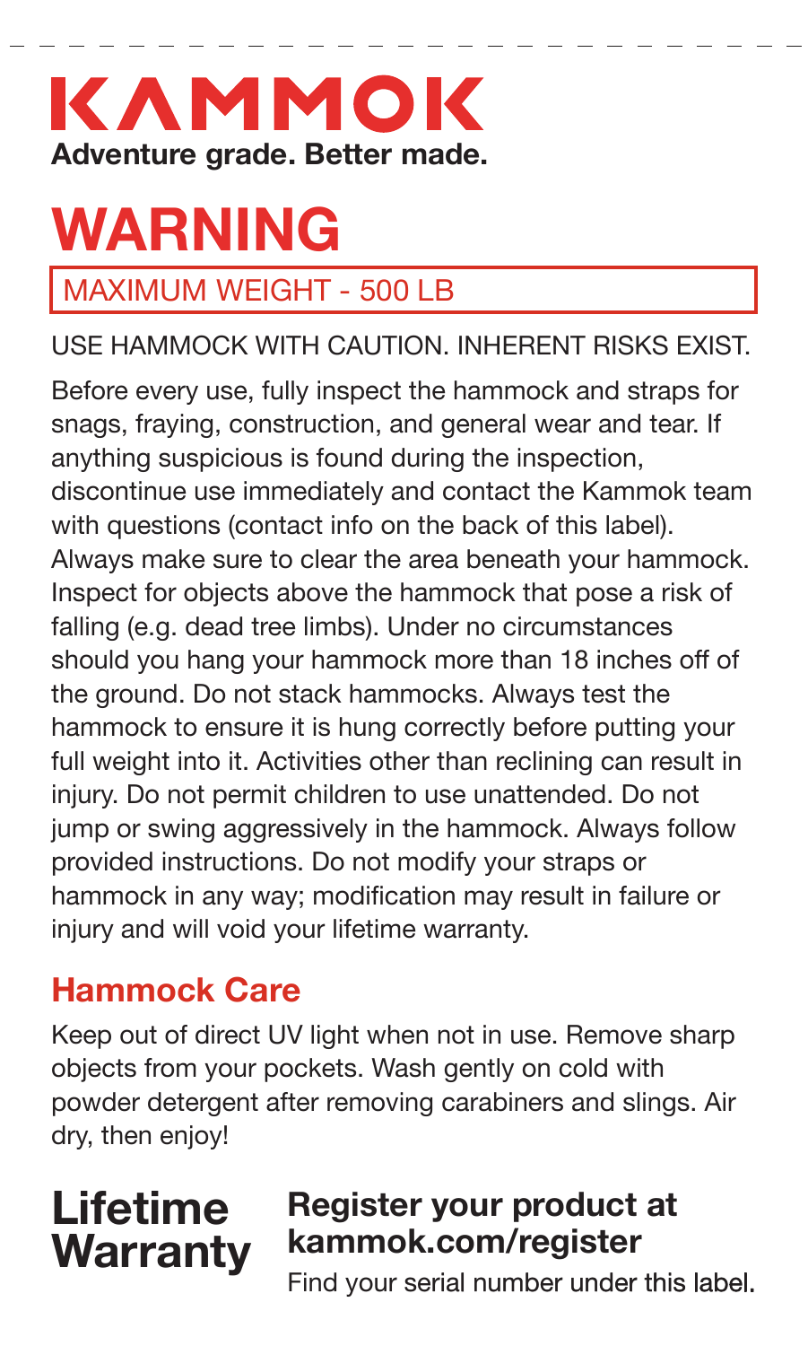# KAMMOK

**Adventure grade. Better made.**

# WARNING

MAXIMUM WEIGHT - 500 LB

USE HAMMOCK WITH CAUTION. INHERENT RISKS EXIST.

Before every use, fully inspect the hammock and straps for snags, fraying, construction, and general wear and tear. If anything suspicious is found during the inspection, discontinue use immediately and contact the Kammok team with questions (contact info on the back of this label). Always make sure to clear the area beneath your hammock. Inspect for objects above the hammock that pose a risk of falling (e.g. dead tree limbs). Under no circumstances should you hang your hammock more than 18 inches off of the ground. Do not stack hammocks. Always test the hammock to ensure it is hung correctly before putting your full weight into it. Activities other than reclining can result in injury. Do not permit children to use unattended. Do not jump or swing aggressively in the hammock. Always follow provided instructions. Do not modify your straps or hammock in any way; modification may result in failure or injury and will void your lifetime warranty.

## Hammock Care

Keep out of direct UV light when not in use. Remove sharp objects from your pockets. Wash gently on cold with powder detergent after removing carabiners and slings. Air dry, then enjoy!

## Lifetime Warranty

**Register your product at kammok.com/register**

Find your serial number under this label.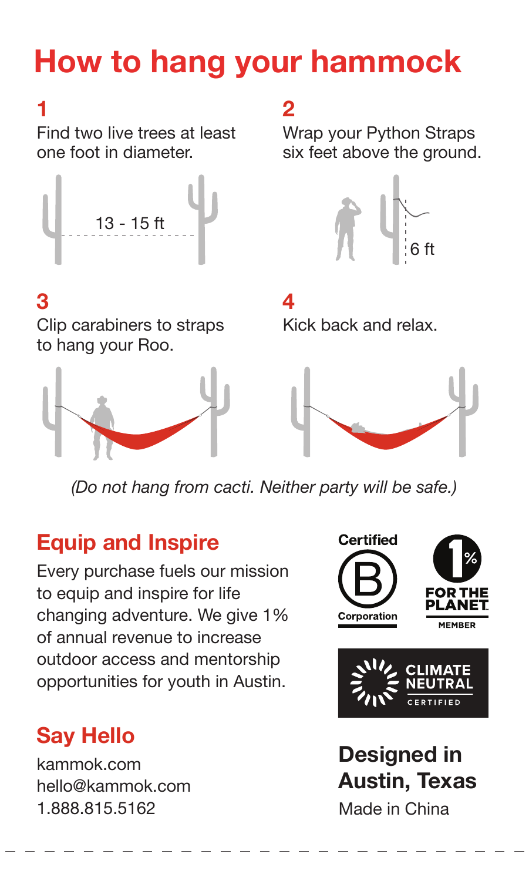# How to hang your hammock

## 1

Find two live trees at least one foot in diameter.

13 - 15 ft

## 2

Wrap your Python Straps six feet above the ground.

6 ft

## 3

Clip carabiners to straps to hang your Roo.

## 4

Kick back and relax.

*(Do not hang from cacti. Neither party will be safe.)*

## Equip and Inspire

Every purchase fuels our mission to equip and inspire for life changing adventure. We give 1% of annual revenue to increase outdoor access and mentorship opportunities for youth in Austin.

Certified B Corporation

1% FOR THE PLANET MEMBER

CLIMATE NEUTRAL CERTIFIED

## Say Hello

kammok.com
hello@kammok.com
1.888.815.5162

**Designed in Austin, Texas**

Made in China